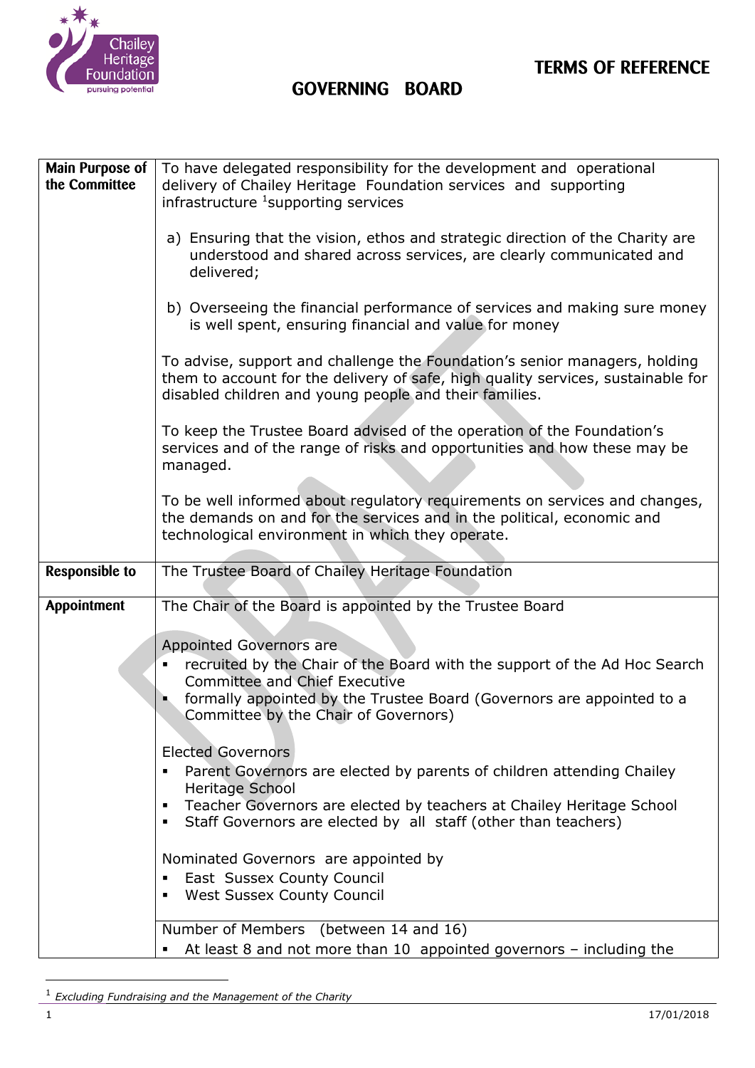# TERMS OF REFERENCE

## GOVERNING BOARD

| Main Purpose of the Committee | To have delegated responsibility for the development and operational delivery of Chailey Heritage Foundation services and supporting infrastructure [1]supporting services<br><br>a) Ensuring that the vision, ethos and strategic direction of the Charity are understood and shared across services, are clearly communicated and delivered;<br><br>b) Overseeing the financial performance of services and making sure money is well spent, ensuring financial and value for money<br><br>To advise, support and challenge the Foundation's senior managers, holding them to account for the delivery of safe, high quality services, sustainable for disabled children and young people and their families.<br><br>To keep the Trustee Board advised of the operation of the Foundation's services and of the range of risks and opportunities and how these may be managed.<br><br>To be well informed about regulatory requirements on services and changes, the demands on and for the services and in the political, economic and technological environment in which they operate. |
|---|---|
| **Responsible to** | The Trustee Board of Chailey Heritage Foundation |
| **Appointment** | The Chair of the Board is appointed by the Trustee Board<br><br>Appointed Governors are<br>▪ recruited by the Chair of the Board with the support of the Ad Hoc Search Committee and Chief Executive<br>▪ formally appointed by the Trustee Board (Governors are appointed to a Committee by the Chair of Governors)<br><br>Elected Governors<br>▪ Parent Governors are elected by parents of children attending Chailey Heritage School<br>▪ Teacher Governors are elected by teachers at Chailey Heritage School<br>▪ Staff Governors are elected by all staff (other than teachers)<br><br>Nominated Governors are appointed by<br>▪ East Sussex County Council<br>▪ West Sussex County Council |
| | Number of Members (between 14 and 16)<br>▪ At least 8 and not more than 10 appointed governors – including the |

[1] *Excluding Fundraising and the Management of the Charity*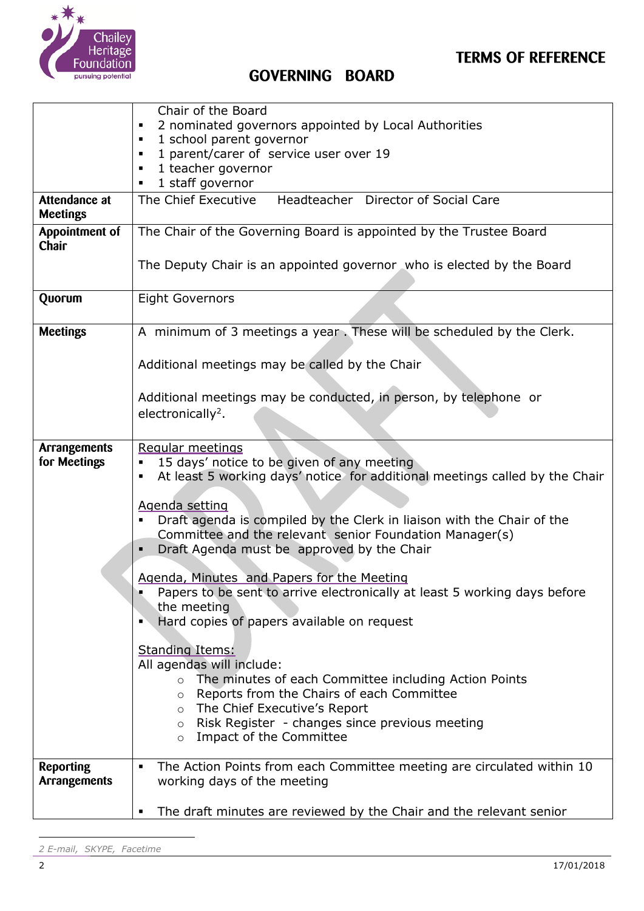**TERMS OF REFERENCE**

## GOVERNING BOARD

| | |
|---|---|
| | Chair of the Board<br>▪ 2 nominated governors appointed by Local Authorities<br>▪ 1 school parent governor<br>▪ 1 parent/carer of service user over 19<br>▪ 1 teacher governor<br>▪ 1 staff governor |
| **Attendance at Meetings** | The Chief Executive Headteacher Director of Social Care |
| **Appointment of Chair** | The Chair of the Governing Board is appointed by the Trustee Board<br><br>The Deputy Chair is an appointed governor who is elected by the Board |
| **Quorum** | Eight Governors |
| **Meetings** | A minimum of 3 meetings a year . These will be scheduled by the Clerk.<br><br>Additional meetings may be called by the Chair<br><br>Additional meetings may be conducted, in person, by telephone or electronically[2]. |
| **Arrangements for Meetings** | <u>Regular meetings</u><br>▪ 15 days' notice to be given of any meeting<br>▪ At least 5 working days' notice for additional meetings called by the Chair<br><br><u>Agenda setting</u><br>▪ Draft agenda is compiled by the Clerk in liaison with the Chair of the Committee and the relevant senior Foundation Manager(s)<br>▪ Draft Agenda must be approved by the Chair<br><br><u>Agenda, Minutes and Papers for the Meeting</u><br>▪ Papers to be sent to arrive electronically at least 5 working days before the meeting<br>▪ Hard copies of papers available on request<br><br><u>Standing Items:</u><br>All agendas will include:<br>○ The minutes of each Committee including Action Points<br>○ Reports from the Chairs of each Committee<br>○ The Chief Executive's Report<br>○ Risk Register - changes since previous meeting<br>○ Impact of the Committee |
| **Reporting Arrangements** | ▪ The Action Points from each Committee meeting are circulated within 10 working days of the meeting<br><br>▪ The draft minutes are reviewed by the Chair and the relevant senior |

2 E-mail, SKYPE, Facetime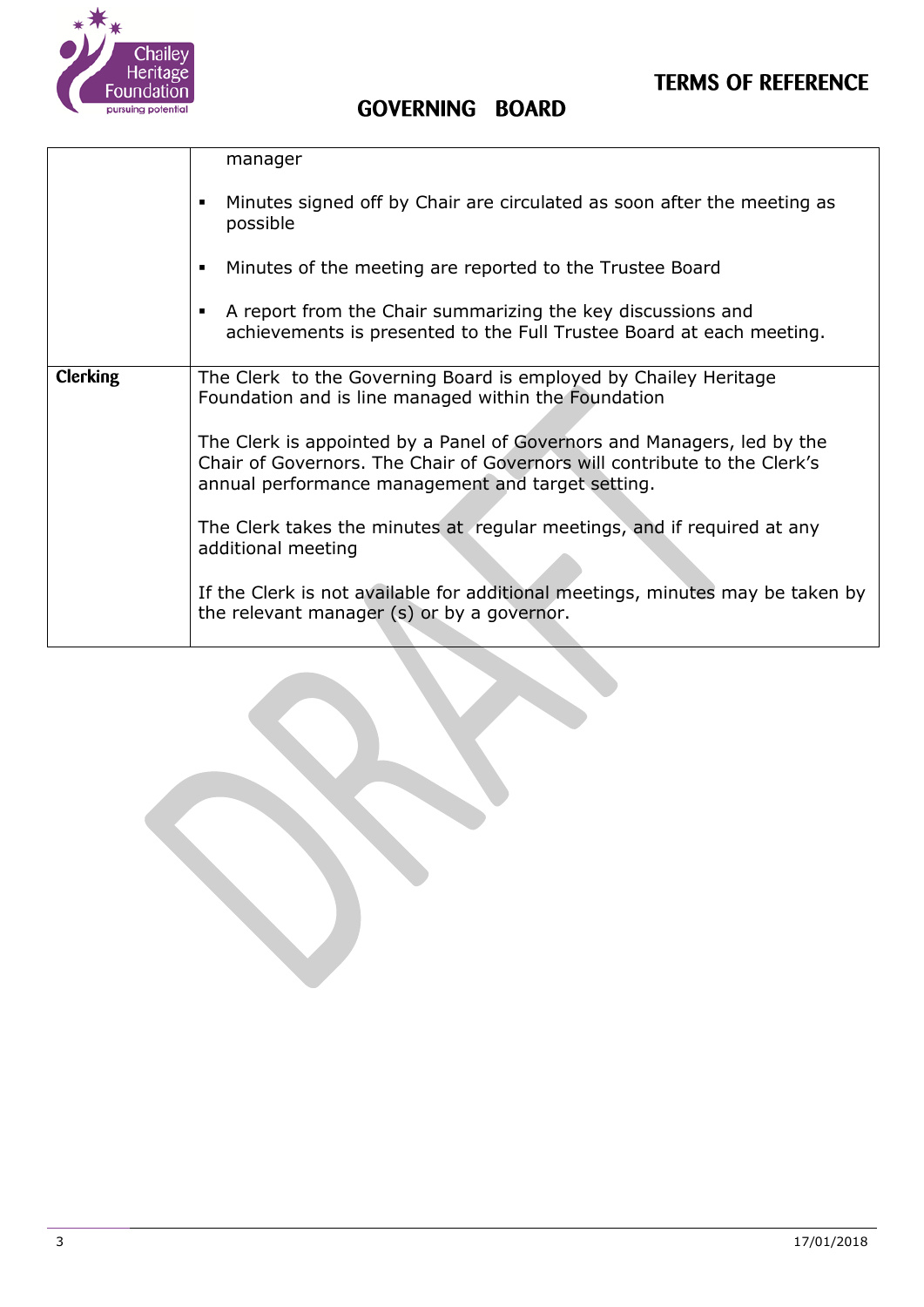| | |
|---|---|
| | manager<br><br>▪ Minutes signed off by Chair are circulated as soon after the meeting as possible<br><br>▪ Minutes of the meeting are reported to the Trustee Board<br><br>▪ A report from the Chair summarizing the key discussions and achievements is presented to the Full Trustee Board at each meeting. |
| **Clerking** | The Clerk to the Governing Board is employed by Chailey Heritage Foundation and is line managed within the Foundation<br><br>The Clerk is appointed by a Panel of Governors and Managers, led by the Chair of Governors. The Chair of Governors will contribute to the Clerk's annual performance management and target setting.<br><br>The Clerk takes the minutes at regular meetings, and if required at any additional meeting<br><br>If the Clerk is not available for additional meetings, minutes may be taken by the relevant manager (s) or by a governor. |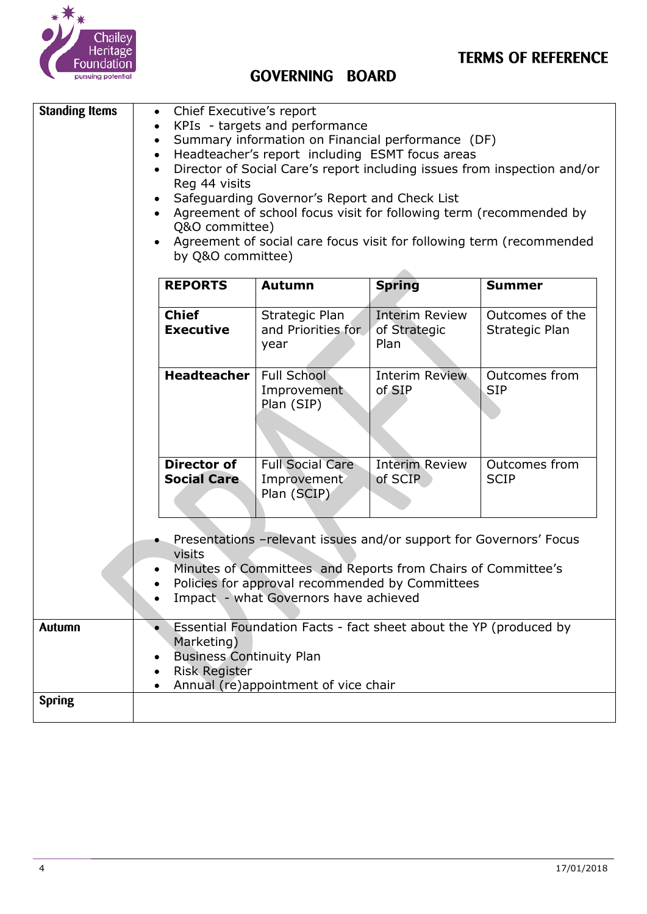# TERMS OF REFERENCE

## GOVERNING BOARD

| Standing Items | |
|---|---|
| **Standing Items** | • Chief Executive's report<br>• KPIs - targets and performance<br>• Summary information on Financial performance (DF)<br>• Headteacher's report including ESMT focus areas<br>• Director of Social Care's report including issues from inspection and/or Reg 44 visits<br>• Safeguarding Governor's Report and Check List<br>• Agreement of school focus visit for following term (recommended by Q&O committee)<br>• Agreement of social care focus visit for following term (recommended by Q&O committee) |

| REPORTS | Autumn | Spring | Summer |
|---|---|---|---|
| **Chief Executive** | Strategic Plan and Priorities for year | Interim Review of Strategic Plan | Outcomes of the Strategic Plan |
| **Headteacher** | Full School Improvement Plan (SIP) | Interim Review of SIP | Outcomes from SIP |
| **Director of Social Care** | Full Social Care Improvement Plan (SCIP) | Interim Review of SCIP | Outcomes from SCIP |

- Presentations –relevant issues and/or support for Governors' Focus visits
- Minutes of Committees and Reports from Chairs of Committee's
- Policies for approval recommended by Committees
- Impact - what Governors have achieved

| | |
|---|---|
| **Autumn** | • Essential Foundation Facts - fact sheet about the YP (produced by Marketing)<br>• Business Continuity Plan<br>• Risk Register<br>• Annual (re)appointment of vice chair |
| **Spring** | |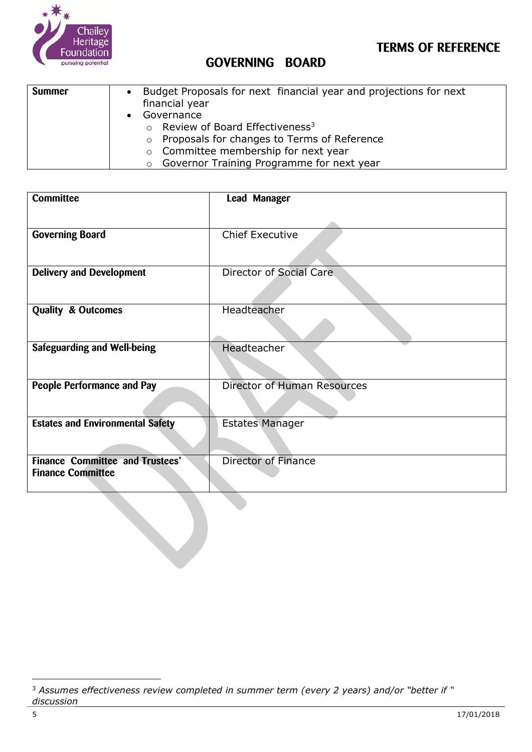| | |
|---|---|
| **Summer** | • Budget Proposals for next financial year and projections for next financial year<br>• Governance<br>  ○ Review of Board Effectiveness[3]<br>  ○ Proposals for changes to Terms of Reference<br>  ○ Committee membership for next year<br>  ○ Governor Training Programme for next year |

| **Committee** | **Lead Manager** |
|---|---|
| **Governing Board** | Chief Executive |
| **Delivery and Development** | Director of Social Care |
| **Quality & Outcomes** | Headteacher |
| **Safeguarding and Well-being** | Headteacher |
| **People Performance and Pay** | Director of Human Resources |
| **Estates and Environmental Safety** | Estates Manager |
| **Finance Committee and Trustees' Finance Committee** | Director of Finance |

[3] *Assumes effectiveness review completed in summer term (every 2 years) and/or "better if " discussion*